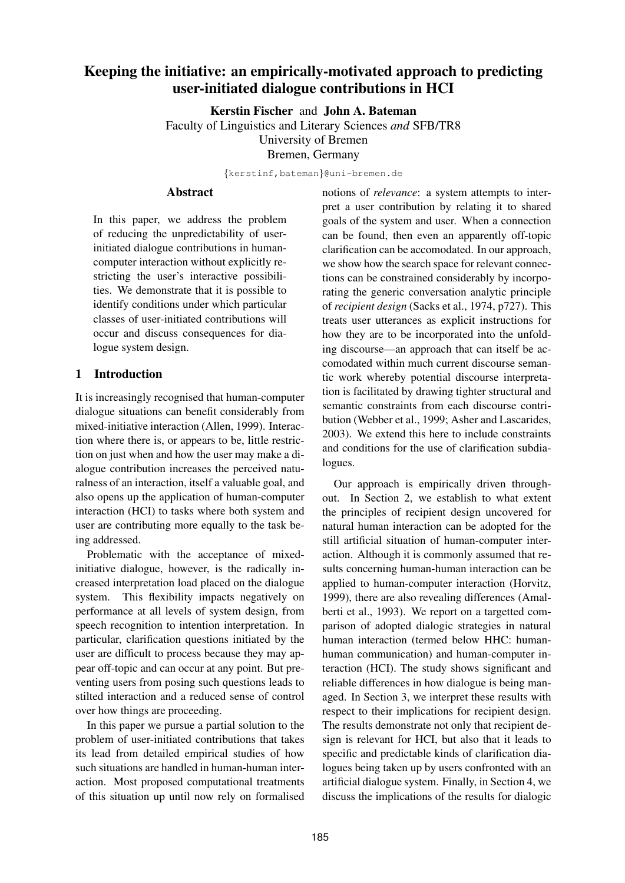# Keeping the initiative: an empirically-motivated approach to predicting user-initiated dialogue contributions in HCI

**Kerstin Fischer** and **John A. Bateman**
Faculty of Linguistics and Literary Sciences *and* SFB/TR8
University of Bremen
Bremen, Germany

{kerstinf,bateman}@uni-bremen.de

## Abstract

In this paper, we address the problem of reducing the unpredictability of user-initiated dialogue contributions in human-computer interaction without explicitly restricting the user's interactive possibilities. We demonstrate that it is possible to identify conditions under which particular classes of user-initiated contributions will occur and discuss consequences for dialogue system design.

## 1 Introduction

It is increasingly recognised that human-computer dialogue situations can benefit considerably from mixed-initiative interaction (Allen, 1999). Interaction where there is, or appears to be, little restriction on just when and how the user may make a dialogue contribution increases the perceived naturalness of an interaction, itself a valuable goal, and also opens up the application of human-computer interaction (HCI) to tasks where both system and user are contributing more equally to the task being addressed.

Problematic with the acceptance of mixed-initiative dialogue, however, is the radically increased interpretation load placed on the dialogue system. This flexibility impacts negatively on performance at all levels of system design, from speech recognition to intention interpretation. In particular, clarification questions initiated by the user are difficult to process because they may appear off-topic and can occur at any point. But preventing users from posing such questions leads to stilted interaction and a reduced sense of control over how things are proceeding.

In this paper we pursue a partial solution to the problem of user-initiated contributions that takes its lead from detailed empirical studies of how such situations are handled in human-human interaction. Most proposed computational treatments of this situation up until now rely on formalised notions of *relevance*: a system attempts to interpret a user contribution by relating it to shared goals of the system and user. When a connection can be found, then even an apparently off-topic clarification can be accomodated. In our approach, we show how the search space for relevant connections can be constrained considerably by incorporating the generic conversation analytic principle of *recipient design* (Sacks et al., 1974, p727). This treats user utterances as explicit instructions for how they are to be incorporated into the unfolding discourse—an approach that can itself be accomodated within much current discourse semantic work whereby potential discourse interpretation is facilitated by drawing tighter structural and semantic constraints from each discourse contribution (Webber et al., 1999; Asher and Lascarides, 2003). We extend this here to include constraints and conditions for the use of clarification subdialogues.

Our approach is empirically driven throughout. In Section 2, we establish to what extent the principles of recipient design uncovered for natural human interaction can be adopted for the still artificial situation of human-computer interaction. Although it is commonly assumed that results concerning human-human interaction can be applied to human-computer interaction (Horvitz, 1999), there are also revealing differences (Amalberti et al., 1993). We report on a targetted comparison of adopted dialogic strategies in natural human interaction (termed below HHC: human-human communication) and human-computer interaction (HCI). The study shows significant and reliable differences in how dialogue is being managed. In Section 3, we interpret these results with respect to their implications for recipient design. The results demonstrate not only that recipient design is relevant for HCI, but also that it leads to specific and predictable kinds of clarification dialogues being taken up by users confronted with an artificial dialogue system. Finally, in Section 4, we discuss the implications of the results for dialogic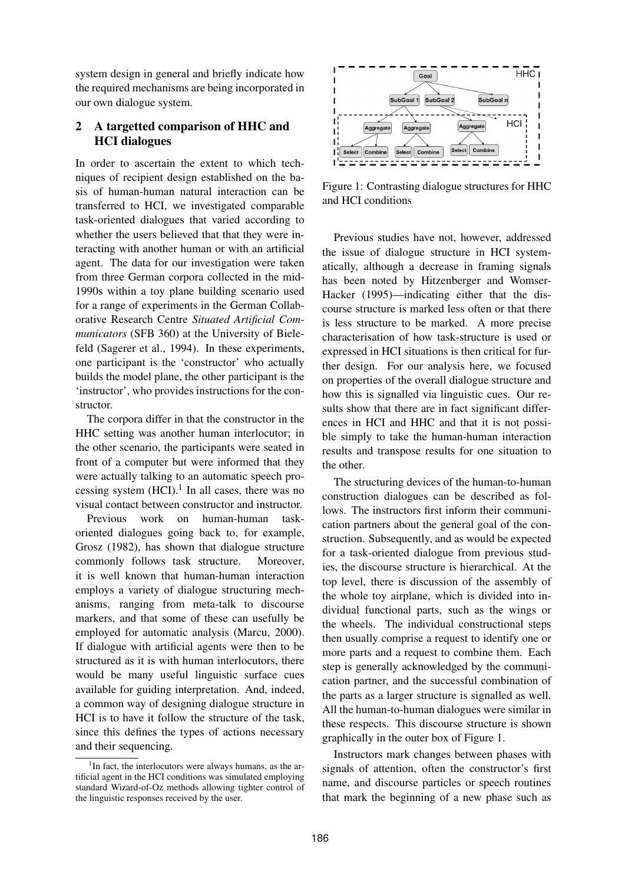system design in general and briefly indicate how the required mechanisms are being incorporated in our own dialogue system.

## 2 A targetted comparison of HHC and HCI dialogues

In order to ascertain the extent to which techniques of recipient design established on the basis of human-human natural interaction can be transferred to HCI, we investigated comparable task-oriented dialogues that varied according to whether the users believed that that they were interacting with another human or with an artificial agent. The data for our investigation were taken from three German corpora collected in the mid-1990s within a toy plane building scenario used for a range of experiments in the German Collaborative Research Centre *Situated Artificial Communicators* (SFB 360) at the University of Bielefeld (Sagerer et al., 1994). In these experiments, one participant is the 'constructor' who actually builds the model plane, the other participant is the 'instructor', who provides instructions for the constructor.

The corpora differ in that the constructor in the HHC setting was another human interlocutor; in the other scenario, the participants were seated in front of a computer but were informed that they were actually talking to an automatic speech processing system (HCI).[1] In all cases, there was no visual contact between constructor and instructor.

Previous work on human-human task-oriented dialogues going back to, for example, Grosz (1982), has shown that dialogue structure commonly follows task structure. Moreover, it is well known that human-human interaction employs a variety of dialogue structuring mechanisms, ranging from meta-talk to discourse markers, and that some of these can usefully be employed for automatic analysis (Marcu, 2000). If dialogue with artificial agents were then to be structured as it is with human interlocutors, there would be many useful linguistic surface cues available for guiding interpretation. And, indeed, a common way of designing dialogue structure in HCI is to have it follow the structure of the task, since this defines the types of actions necessary and their sequencing.

[1] In fact, the interlocutors were always humans, as the artificial agent in the HCI conditions was simulated employing standard Wizard-of-Oz methods allowing tighter control of the linguistic responses received by the user.

Figure 1: Contrasting dialogue structures for HHC and HCI conditions

Previous studies have not, however, addressed the issue of dialogue structure in HCI systematically, although a decrease in framing signals has been noted by Hitzenberger and Womser-Hacker (1995)—indicating either that the discourse structure is marked less often or that there is less structure to be marked. A more precise characterisation of how task-structure is used or expressed in HCI situations is then critical for further design. For our analysis here, we focused on properties of the overall dialogue structure and how this is signalled via linguistic cues. Our results show that there are in fact significant differences in HCI and HHC and that it is not possible simply to take the human-human interaction results and transpose results for one situation to the other.

The structuring devices of the human-to-human construction dialogues can be described as follows. The instructors first inform their communication partners about the general goal of the construction. Subsequently, and as would be expected for a task-oriented dialogue from previous studies, the discourse structure is hierarchical. At the top level, there is discussion of the assembly of the whole toy airplane, which is divided into individual functional parts, such as the wings or the wheels. The individual constructional steps then usually comprise a request to identify one or more parts and a request to combine them. Each step is generally acknowledged by the communication partner, and the successful combination of the parts as a larger structure is signalled as well. All the human-to-human dialogues were similar in these respects. This discourse structure is shown graphically in the outer box of Figure 1.

Instructors mark changes between phases with signals of attention, often the constructor's first name, and discourse particles or speech routines that mark the beginning of a new phase such as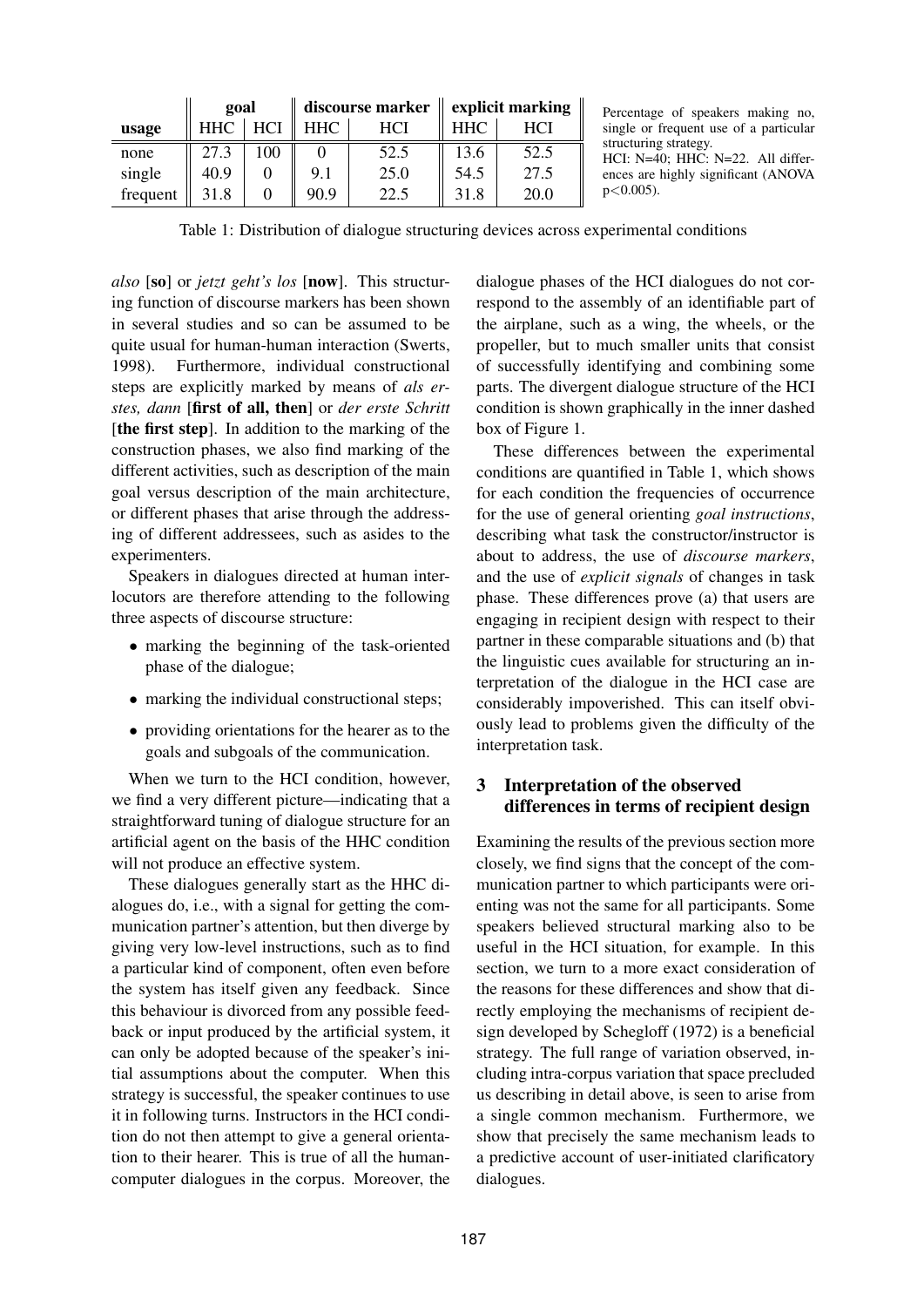| usage | goal | | discourse marker | | explicit marking | |
|---|---|---|---|---|---|---|
| | HHC | HCI | HHC | HCI | HHC | HCI |
| none | 27.3 | 100 | 0 | 52.5 | 13.6 | 52.5 |
| single | 40.9 | 0 | 9.1 | 25.0 | 54.5 | 27.5 |
| frequent | 31.8 | 0 | 90.9 | 22.5 | 31.8 | 20.0 |

Percentage of speakers making no, single or frequent use of a particular structuring strategy.
HCI: N=40; HHC: N=22. All differences are highly significant (ANOVA $p<0.005$).

Table 1: Distribution of dialogue structuring devices across experimental conditions

*also* [**so**] or *jetzt geht's los* [**now**]. This structuring function of discourse markers has been shown in several studies and so can be assumed to be quite usual for human-human interaction (Swerts, 1998). Furthermore, individual constructional steps are explicitly marked by means of *als erstes, dann* [**first of all, then**] or *der erste Schritt* [**the first step**]. In addition to the marking of the construction phases, we also find marking of the different activities, such as description of the main goal versus description of the main architecture, or different phases that arise through the addressing of different addressees, such as asides to the experimenters.

Speakers in dialogues directed at human interlocutors are therefore attending to the following three aspects of discourse structure:

- marking the beginning of the task-oriented phase of the dialogue;
- marking the individual constructional steps;
- providing orientations for the hearer as to the goals and subgoals of the communication.

When we turn to the HCI condition, however, we find a very different picture—indicating that a straightforward tuning of dialogue structure for an artificial agent on the basis of the HHC condition will not produce an effective system.

These dialogues generally start as the HHC dialogues do, i.e., with a signal for getting the communication partner's attention, but then diverge by giving very low-level instructions, such as to find a particular kind of component, often even before the system has itself given any feedback. Since this behaviour is divorced from any possible feedback or input produced by the artificial system, it can only be adopted because of the speaker's initial assumptions about the computer. When this strategy is successful, the speaker continues to use it in following turns. Instructors in the HCI condition do not then attempt to give a general orientation to their hearer. This is true of all the human-computer dialogues in the corpus. Moreover, the dialogue phases of the HCI dialogues do not correspond to the assembly of an identifiable part of the airplane, such as a wing, the wheels, or the propeller, but to much smaller units that consist of successfully identifying and combining some parts. The divergent dialogue structure of the HCI condition is shown graphically in the inner dashed box of Figure 1.

These differences between the experimental conditions are quantified in Table 1, which shows for each condition the frequencies of occurrence for the use of general orienting *goal instructions*, describing what task the constructor/instructor is about to address, the use of *discourse markers*, and the use of *explicit signals* of changes in task phase. These differences prove (a) that users are engaging in recipient design with respect to their partner in these comparable situations and (b) that the linguistic cues available for structuring an interpretation of the dialogue in the HCI case are considerably impoverished. This can itself obviously lead to problems given the difficulty of the interpretation task.

## 3 Interpretation of the observed differences in terms of recipient design

Examining the results of the previous section more closely, we find signs that the concept of the communication partner to which participants were orienting was not the same for all participants. Some speakers believed structural marking also to be useful in the HCI situation, for example. In this section, we turn to a more exact consideration of the reasons for these differences and show that directly employing the mechanisms of recipient design developed by Schegloff (1972) is a beneficial strategy. The full range of variation observed, including intra-corpus variation that space precluded us describing in detail above, is seen to arise from a single common mechanism. Furthermore, we show that precisely the same mechanism leads to a predictive account of user-initiated clarificatory dialogues.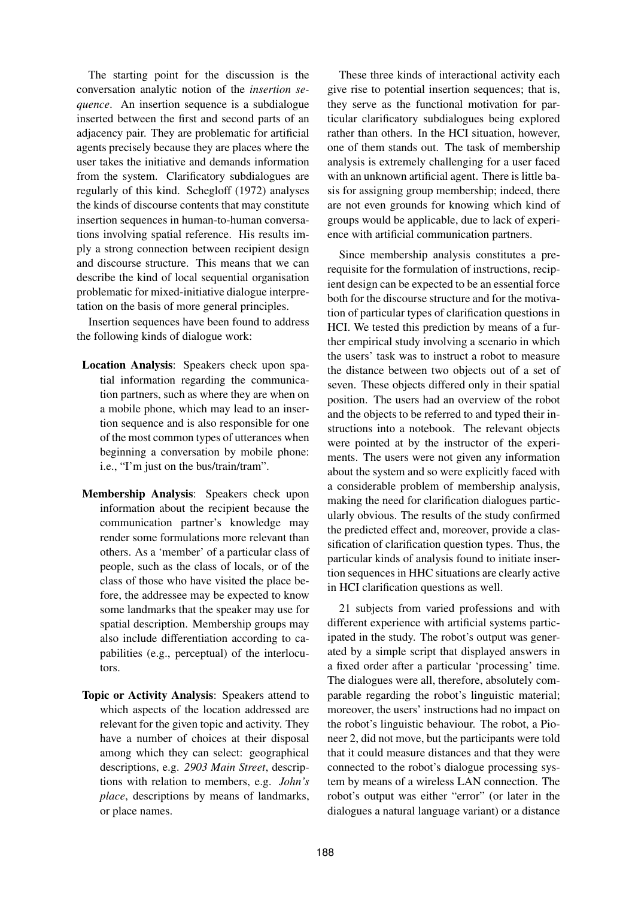The starting point for the discussion is the conversation analytic notion of the *insertion sequence*. An insertion sequence is a subdialogue inserted between the first and second parts of an adjacency pair. They are problematic for artificial agents precisely because they are places where the user takes the initiative and demands information from the system. Clarificatory subdialogues are regularly of this kind. Schegloff (1972) analyses the kinds of discourse contents that may constitute insertion sequences in human-to-human conversations involving spatial reference. His results imply a strong connection between recipient design and discourse structure. This means that we can describe the kind of local sequential organisation problematic for mixed-initiative dialogue interpretation on the basis of more general principles.

Insertion sequences have been found to address the following kinds of dialogue work:

**Location Analysis**: Speakers check upon spatial information regarding the communication partners, such as where they are when on a mobile phone, which may lead to an insertion sequence and is also responsible for one of the most common types of utterances when beginning a conversation by mobile phone: i.e., "I'm just on the bus/train/tram".

**Membership Analysis**: Speakers check upon information about the recipient because the communication partner's knowledge may render some formulations more relevant than others. As a 'member' of a particular class of people, such as the class of locals, or of the class of those who have visited the place before, the addressee may be expected to know some landmarks that the speaker may use for spatial description. Membership groups may also include differentiation according to capabilities (e.g., perceptual) of the interlocutors.

**Topic or Activity Analysis**: Speakers attend to which aspects of the location addressed are relevant for the given topic and activity. They have a number of choices at their disposal among which they can select: geographical descriptions, e.g. *2903 Main Street*, descriptions with relation to members, e.g. *John's place*, descriptions by means of landmarks, or place names.

These three kinds of interactional activity each give rise to potential insertion sequences; that is, they serve as the functional motivation for particular clarificatory subdialogues being explored rather than others. In the HCI situation, however, one of them stands out. The task of membership analysis is extremely challenging for a user faced with an unknown artificial agent. There is little basis for assigning group membership; indeed, there are not even grounds for knowing which kind of groups would be applicable, due to lack of experience with artificial communication partners.

Since membership analysis constitutes a prerequisite for the formulation of instructions, recipient design can be expected to be an essential force both for the discourse structure and for the motivation of particular types of clarification questions in HCI. We tested this prediction by means of a further empirical study involving a scenario in which the users' task was to instruct a robot to measure the distance between two objects out of a set of seven. These objects differed only in their spatial position. The users had an overview of the robot and the objects to be referred to and typed their instructions into a notebook. The relevant objects were pointed at by the instructor of the experiments. The users were not given any information about the system and so were explicitly faced with a considerable problem of membership analysis, making the need for clarification dialogues particularly obvious. The results of the study confirmed the predicted effect and, moreover, provide a classification of clarification question types. Thus, the particular kinds of analysis found to initiate insertion sequences in HHC situations are clearly active in HCI clarification questions as well.

21 subjects from varied professions and with different experience with artificial systems participated in the study. The robot's output was generated by a simple script that displayed answers in a fixed order after a particular 'processing' time. The dialogues were all, therefore, absolutely comparable regarding the robot's linguistic material; moreover, the users' instructions had no impact on the robot's linguistic behaviour. The robot, a Pioneer 2, did not move, but the participants were told that it could measure distances and that they were connected to the robot's dialogue processing system by means of a wireless LAN connection. The robot's output was either "error" (or later in the dialogues a natural language variant) or a distance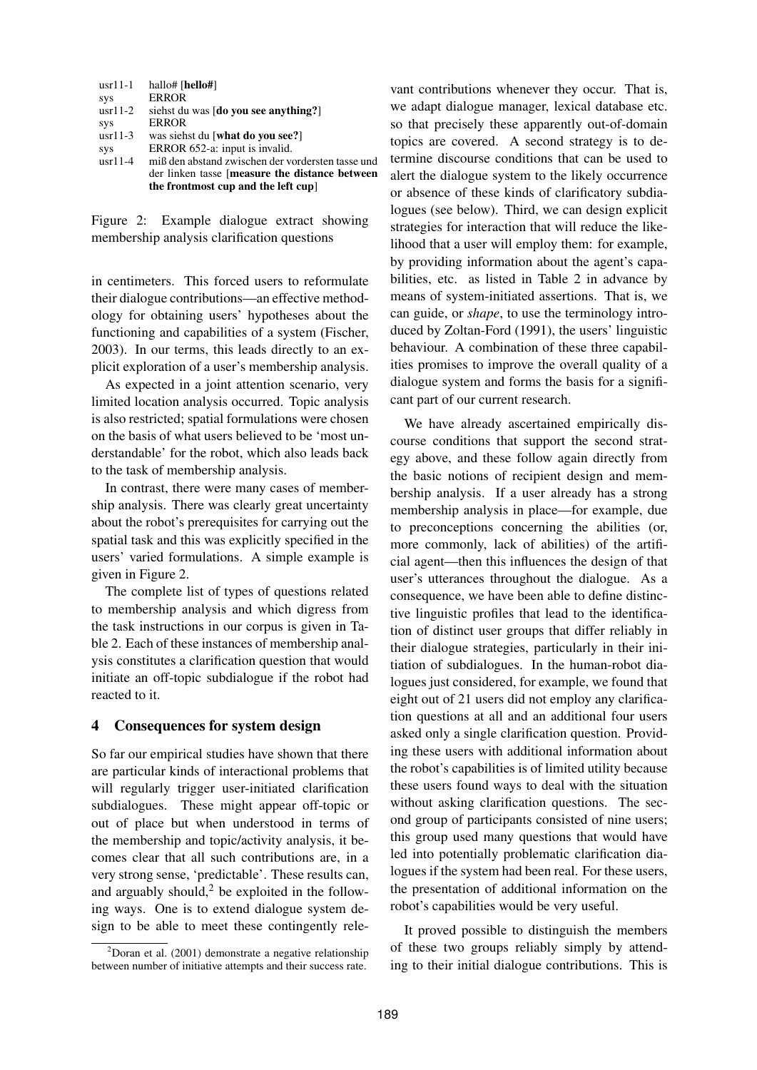| | |
|---|---|
| usr11-1 | hallo# [**hello#**] |
| sys | ERROR |
| usr11-2 | siehst du was [**do you see anything?**] |
| sys | ERROR |
| usr11-3 | was siehst du [**what do you see?**] |
| sys | ERROR 652-a: input is invalid. |
| usr11-4 | miß den abstand zwischen der vordersten tasse und der linken tasse [**measure the distance between the frontmost cup and the left cup**] |

Figure 2: Example dialogue extract showing membership analysis clarification questions

in centimeters. This forced users to reformulate their dialogue contributions—an effective methodology for obtaining users' hypotheses about the functioning and capabilities of a system (Fischer, 2003). In our terms, this leads directly to an explicit exploration of a user's membership analysis.

As expected in a joint attention scenario, very limited location analysis occurred. Topic analysis is also restricted; spatial formulations were chosen on the basis of what users believed to be 'most understandable' for the robot, which also leads back to the task of membership analysis.

In contrast, there were many cases of membership analysis. There was clearly great uncertainty about the robot's prerequisites for carrying out the spatial task and this was explicitly specified in the users' varied formulations. A simple example is given in Figure 2.

The complete list of types of questions related to membership analysis and which digress from the task instructions in our corpus is given in Table 2. Each of these instances of membership analysis constitutes a clarification question that would initiate an off-topic subdialogue if the robot had reacted to it.

## 4 Consequences for system design

So far our empirical studies have shown that there are particular kinds of interactional problems that will regularly trigger user-initiated clarification subdialogues. These might appear off-topic or out of place but when understood in terms of the membership and topic/activity analysis, it becomes clear that all such contributions are, in a very strong sense, 'predictable'. These results can, and arguably should,[2] be exploited in the following ways. One is to extend dialogue system design to be able to meet these contingently relevant contributions whenever they occur. That is, we adapt dialogue manager, lexical database etc. so that precisely these apparently out-of-domain topics are covered. A second strategy is to determine discourse conditions that can be used to alert the dialogue system to the likely occurrence or absence of these kinds of clarificatory subdialogues (see below). Third, we can design explicit strategies for interaction that will reduce the likelihood that a user will employ them: for example, by providing information about the agent's capabilities, etc. as listed in Table 2 in advance by means of system-initiated assertions. That is, we can guide, or *shape*, to use the terminology introduced by Zoltan-Ford (1991), the users' linguistic behaviour. A combination of these three capabilities promises to improve the overall quality of a dialogue system and forms the basis for a significant part of our current research.

[2] Doran et al. (2001) demonstrate a negative relationship between number of initiative attempts and their success rate.

We have already ascertained empirically discourse conditions that support the second strategy above, and these follow again directly from the basic notions of recipient design and membership analysis. If a user already has a strong membership analysis in place—for example, due to preconceptions concerning the abilities (or, more commonly, lack of abilities) of the artificial agent—then this influences the design of that user's utterances throughout the dialogue. As a consequence, we have been able to define distinctive linguistic profiles that lead to the identification of distinct user groups that differ reliably in their dialogue strategies, particularly in their initiation of subdialogues. In the human-robot dialogues just considered, for example, we found that eight out of 21 users did not employ any clarification questions at all and an additional four users asked only a single clarification question. Providing these users with additional information about the robot's capabilities is of limited utility because these users found ways to deal with the situation without asking clarification questions. The second group of participants consisted of nine users; this group used many questions that would have led into potentially problematic clarification dialogues if the system had been real. For these users, the presentation of additional information on the robot's capabilities would be very useful.

It proved possible to distinguish the members of these two groups reliably simply by attending to their initial dialogue contributions. This is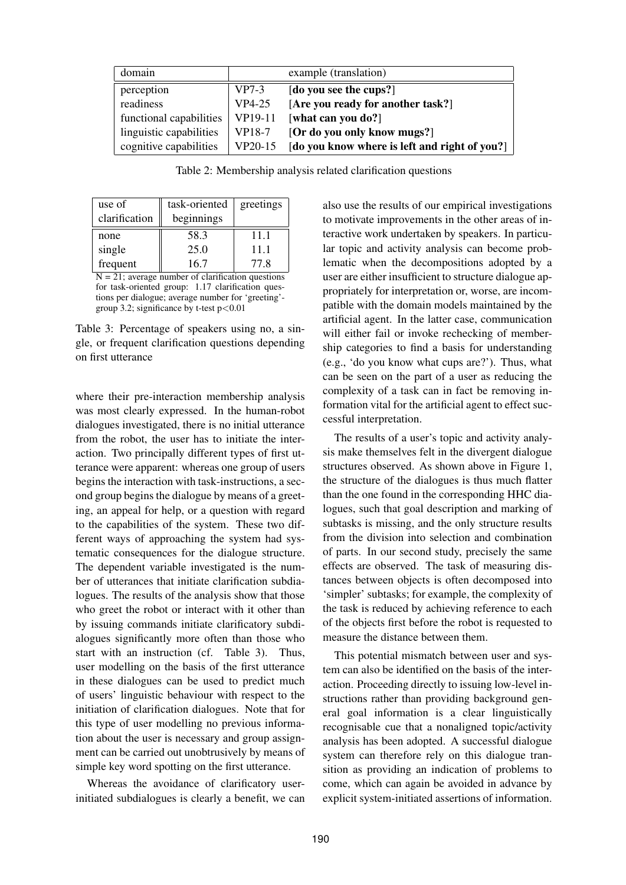| domain | | example (translation) |
|---|---|---|
| perception | VP7-3 | [**do you see the cups?**] |
| readiness | VP4-25 | [**Are you ready for another task?**] |
| functional capabilities | VP19-11 | [**what can you do?**] |
| linguistic capabilities | VP18-7 | [**Or do you only know mugs?**] |
| cognitive capabilities | VP20-15 | [**do you know where is left and right of you?**] |

Table 2: Membership analysis related clarification questions

| use of clarification | task-oriented beginnings | greetings |
|---|---|---|
| none | 58.3 | 11.1 |
| single | 25.0 | 11.1 |
| frequent | 16.7 | 77.8 |

N = 21; average number of clarification questions for task-oriented group: 1.17 clarification questions per dialogue; average number for 'greeting'-group 3.2; significance by t-test $p<0.01$

Table 3: Percentage of speakers using no, a single, or frequent clarification questions depending on first utterance

where their pre-interaction membership analysis was most clearly expressed. In the human-robot dialogues investigated, there is no initial utterance from the robot, the user has to initiate the interaction. Two principally different types of first utterance were apparent: whereas one group of users begins the interaction with task-instructions, a second group begins the dialogue by means of a greeting, an appeal for help, or a question with regard to the capabilities of the system. These two different ways of approaching the system had systematic consequences for the dialogue structure. The dependent variable investigated is the number of utterances that initiate clarification subdialogues. The results of the analysis show that those who greet the robot or interact with it other than by issuing commands initiate clarificatory subdialogues significantly more often than those who start with an instruction (cf. Table 3). Thus, user modelling on the basis of the first utterance in these dialogues can be used to predict much of users' linguistic behaviour with respect to the initiation of clarification dialogues. Note that for this type of user modelling no previous information about the user is necessary and group assignment can be carried out unobtrusively by means of simple key word spotting on the first utterance.

Whereas the avoidance of clarificatory user-initiated subdialogues is clearly a benefit, we can also use the results of our empirical investigations to motivate improvements in the other areas of interactive work undertaken by speakers. In particular topic and activity analysis can become problematic when the decompositions adopted by a user are either insufficient to structure dialogue appropriately for interpretation or, worse, are incompatible with the domain models maintained by the artificial agent. In the latter case, communication will either fail or invoke rechecking of membership categories to find a basis for understanding (e.g., 'do you know what cups are?'). Thus, what can be seen on the part of a user as reducing the complexity of a task can in fact be removing information vital for the artificial agent to effect successful interpretation.

The results of a user's topic and activity analysis make themselves felt in the divergent dialogue structures observed. As shown above in Figure 1, the structure of the dialogues is thus much flatter than the one found in the corresponding HHC dialogues, such that goal description and marking of subtasks is missing, and the only structure results from the division into selection and combination of parts. In our second study, precisely the same effects are observed. The task of measuring distances between objects is often decomposed into 'simpler' subtasks; for example, the complexity of the task is reduced by achieving reference to each of the objects first before the robot is requested to measure the distance between them.

This potential mismatch between user and system can also be identified on the basis of the interaction. Proceeding directly to issuing low-level instructions rather than providing background general goal information is a clear linguistically recognisable cue that a nonaligned topic/activity analysis has been adopted. A successful dialogue system can therefore rely on this dialogue transition as providing an indication of problems to come, which can again be avoided in advance by explicit system-initiated assertions of information.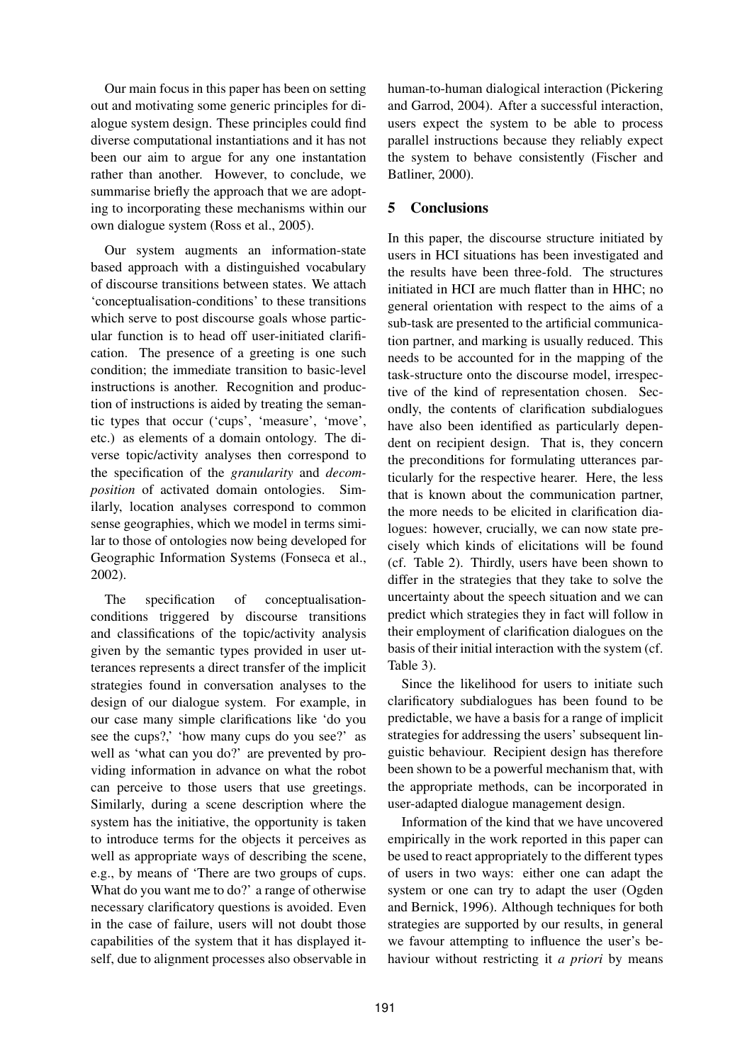Our main focus in this paper has been on setting out and motivating some generic principles for dialogue system design. These principles could find diverse computational instantiations and it has not been our aim to argue for any one instantation rather than another. However, to conclude, we summarise briefly the approach that we are adopting to incorporating these mechanisms within our own dialogue system (Ross et al., 2005).

Our system augments an information-state based approach with a distinguished vocabulary of discourse transitions between states. We attach 'conceptualisation-conditions' to these transitions which serve to post discourse goals whose particular function is to head off user-initiated clarification. The presence of a greeting is one such condition; the immediate transition to basic-level instructions is another. Recognition and production of instructions is aided by treating the semantic types that occur ('cups', 'measure', 'move', etc.) as elements of a domain ontology. The diverse topic/activity analyses then correspond to the specification of the *granularity* and *decomposition* of activated domain ontologies. Similarly, location analyses correspond to common sense geographies, which we model in terms similar to those of ontologies now being developed for Geographic Information Systems (Fonseca et al., 2002).

The specification of conceptualisation-conditions triggered by discourse transitions and classifications of the topic/activity analysis given by the semantic types provided in user utterances represents a direct transfer of the implicit strategies found in conversation analyses to the design of our dialogue system. For example, in our case many simple clarifications like 'do you see the cups?,' 'how many cups do you see?' as well as 'what can you do?' are prevented by providing information in advance on what the robot can perceive to those users that use greetings. Similarly, during a scene description where the system has the initiative, the opportunity is taken to introduce terms for the objects it perceives as well as appropriate ways of describing the scene, e.g., by means of 'There are two groups of cups. What do you want me to do?' a range of otherwise necessary clarificatory questions is avoided. Even in the case of failure, users will not doubt those capabilities of the system that it has displayed itself, due to alignment processes also observable in human-to-human dialogical interaction (Pickering and Garrod, 2004). After a successful interaction, users expect the system to be able to process parallel instructions because they reliably expect the system to behave consistently (Fischer and Batliner, 2000).

## 5 Conclusions

In this paper, the discourse structure initiated by users in HCI situations has been investigated and the results have been three-fold. The structures initiated in HCI are much flatter than in HHC; no general orientation with respect to the aims of a sub-task are presented to the artificial communication partner, and marking is usually reduced. This needs to be accounted for in the mapping of the task-structure onto the discourse model, irrespective of the kind of representation chosen. Secondly, the contents of clarification subdialogues have also been identified as particularly dependent on recipient design. That is, they concern the preconditions for formulating utterances particularly for the respective hearer. Here, the less that is known about the communication partner, the more needs to be elicited in clarification dialogues: however, crucially, we can now state precisely which kinds of elicitations will be found (cf. Table 2). Thirdly, users have been shown to differ in the strategies that they take to solve the uncertainty about the speech situation and we can predict which strategies they in fact will follow in their employment of clarification dialogues on the basis of their initial interaction with the system (cf. Table 3).

Since the likelihood for users to initiate such clarificatory subdialogues has been found to be predictable, we have a basis for a range of implicit strategies for addressing the users' subsequent linguistic behaviour. Recipient design has therefore been shown to be a powerful mechanism that, with the appropriate methods, can be incorporated in user-adapted dialogue management design.

Information of the kind that we have uncovered empirically in the work reported in this paper can be used to react appropriately to the different types of users in two ways: either one can adapt the system or one can try to adapt the user (Ogden and Bernick, 1996). Although techniques for both strategies are supported by our results, in general we favour attempting to influence the user's behaviour without restricting it *a priori* by means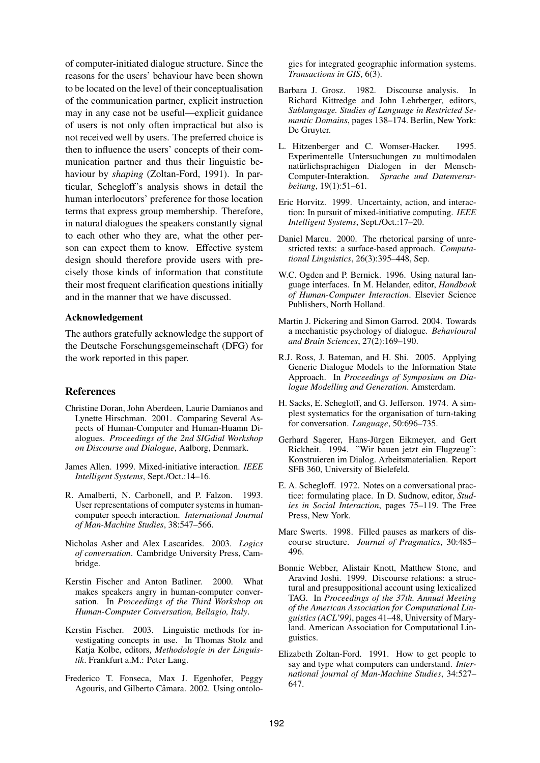of computer-initiated dialogue structure. Since the reasons for the users' behaviour have been shown to be located on the level of their conceptualisation of the communication partner, explicit instruction may in any case not be useful—explicit guidance of users is not only often impractical but also is not received well by users. The preferred choice is then to influence the users' concepts of their communication partner and thus their linguistic behaviour by *shaping* (Zoltan-Ford, 1991). In particular, Schegloff's analysis shows in detail the human interlocutors' preference for those location terms that express group membership. Therefore, in natural dialogues the speakers constantly signal to each other who they are, what the other person can expect them to know. Effective system design should therefore provide users with precisely those kinds of information that constitute their most frequent clarification questions initially and in the manner that we have discussed.

### Acknowledgement

The authors gratefully acknowledge the support of the Deutsche Forschungsgemeinschaft (DFG) for the work reported in this paper.

## References

Christine Doran, John Aberdeen, Laurie Damianos and Lynette Hirschman. 2001. Comparing Several Aspects of Human-Computer and Human-Huamn Dialogues. *Proceedings of the 2nd SIGdial Workshop on Discourse and Dialogue*, Aalborg, Denmark.

James Allen. 1999. Mixed-initiative interaction. *IEEE Intelligent Systems*, Sept./Oct.:14–16.

R. Amalberti, N. Carbonell, and P. Falzon. 1993. User representations of computer systems in human-computer speech interaction. *International Journal of Man-Machine Studies*, 38:547–566.

Nicholas Asher and Alex Lascarides. 2003. *Logics of conversation*. Cambridge University Press, Cambridge.

Kerstin Fischer and Anton Batliner. 2000. What makes speakers angry in human-computer conversation. In *Proceedings of the Third Workshop on Human-Computer Conversation, Bellagio, Italy*.

Kerstin Fischer. 2003. Linguistic methods for investigating concepts in use. In Thomas Stolz and Katja Kolbe, editors, *Methodologie in der Linguistik*. Frankfurt a.M.: Peter Lang.

Frederico T. Fonseca, Max J. Egenhofer, Peggy Agouris, and Gilberto Câmara. 2002. Using ontologies for integrated geographic information systems. *Transactions in GIS*, 6(3).

Barbara J. Grosz. 1982. Discourse analysis. In Richard Kittredge and John Lehrberger, editors, *Sublanguage. Studies of Language in Restricted Semantic Domains*, pages 138–174. Berlin, New York: De Gruyter.

L. Hitzenberger and C. Womser-Hacker. 1995. Experimentelle Untersuchungen zu multimodalen natürlichsprachigen Dialogen in der Mensch-Computer-Interaktion. *Sprache und Datenverarbeitung*, 19(1):51–61.

Eric Horvitz. 1999. Uncertainty, action, and interaction: In pursuit of mixed-initiative computing. *IEEE Intelligent Systems*, Sept./Oct.:17–20.

Daniel Marcu. 2000. The rhetorical parsing of unrestricted texts: a surface-based approach. *Computational Linguistics*, 26(3):395–448, Sep.

W.C. Ogden and P. Bernick. 1996. Using natural language interfaces. In M. Helander, editor, *Handbook of Human-Computer Interaction*. Elsevier Science Publishers, North Holland.

Martin J. Pickering and Simon Garrod. 2004. Towards a mechanistic psychology of dialogue. *Behavioural and Brain Sciences*, 27(2):169–190.

R.J. Ross, J. Bateman, and H. Shi. 2005. Applying Generic Dialogue Models to the Information State Approach. In *Proceedings of Symposium on Dialogue Modelling and Generation*. Amsterdam.

H. Sacks, E. Schegloff, and G. Jefferson. 1974. A simplest systematics for the organisation of turn-taking for conversation. *Language*, 50:696–735.

Gerhard Sagerer, Hans-Jürgen Eikmeyer, and Gert Rickheit. 1994. "Wir bauen jetzt ein Flugzeug": Konstruieren im Dialog. Arbeitsmaterialien. Report SFB 360, University of Bielefeld.

E. A. Schegloff. 1972. Notes on a conversational practice: formulating place. In D. Sudnow, editor, *Studies in Social Interaction*, pages 75–119. The Free Press, New York.

Marc Swerts. 1998. Filled pauses as markers of discourse structure. *Journal of Pragmatics*, 30:485–496.

Bonnie Webber, Alistair Knott, Matthew Stone, and Aravind Joshi. 1999. Discourse relations: a structural and presuppositional account using lexicalized TAG. In *Proceedings of the 37th. Annual Meeting of the American Association for Computational Linguistics (ACL'99)*, pages 41–48, University of Maryland. American Association for Computational Linguistics.

Elizabeth Zoltan-Ford. 1991. How to get people to say and type what computers can understand. *International journal of Man-Machine Studies*, 34:527–647.